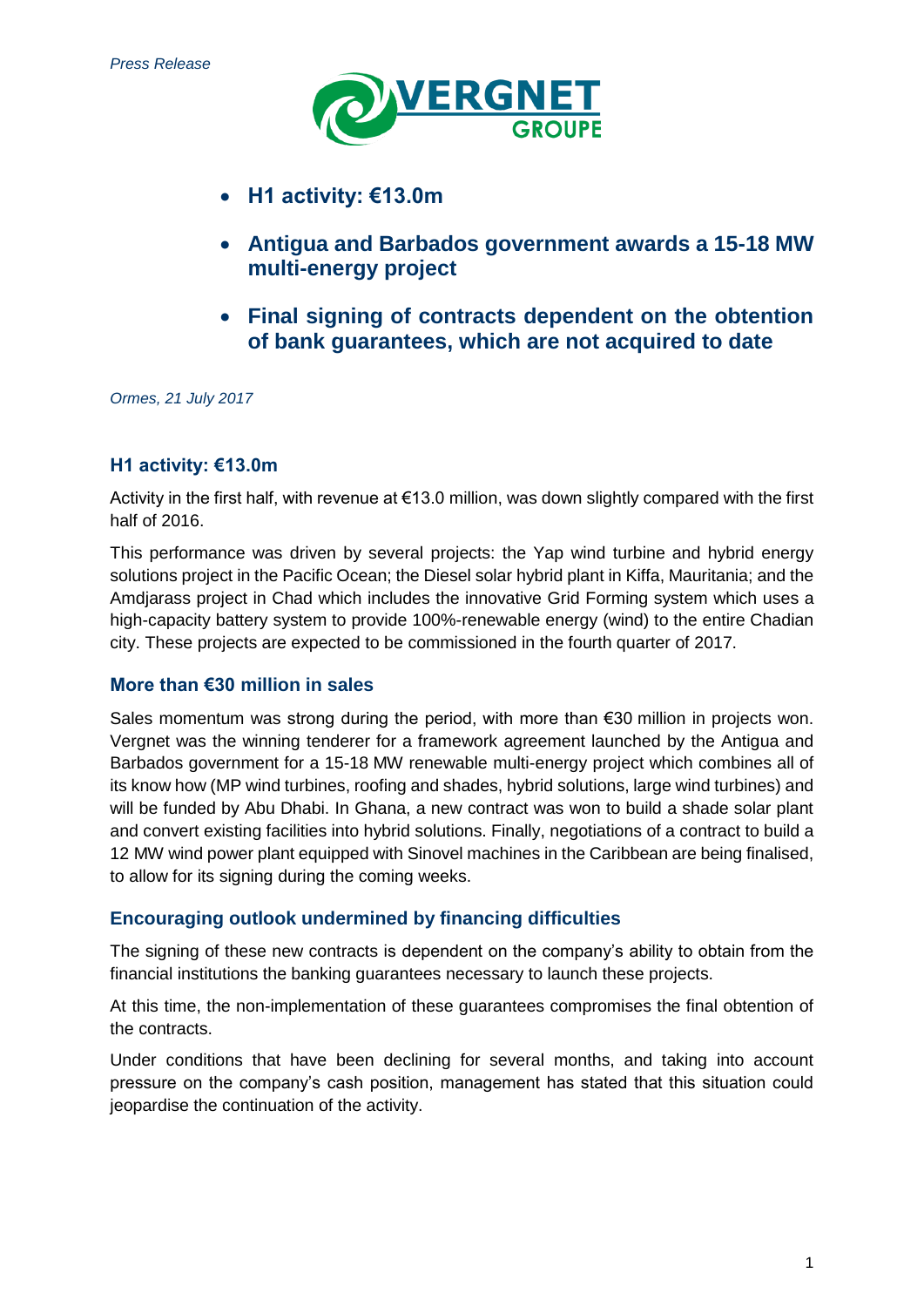*Press Release*

VERGNET GROUPE

- **H1 activity: €13.0m**
- **Antigua and Barbados government awards a 15-18 MW multi-energy project**
- **Final signing of contracts dependent on the obtention of bank guarantees, which are not acquired to date**

*Ormes, 21 July 2017*

## H1 activity: €13.0m

Activity in the first half, with revenue at €13.0 million, was down slightly compared with the first half of 2016.

This performance was driven by several projects: the Yap wind turbine and hybrid energy solutions project in the Pacific Ocean; the Diesel solar hybrid plant in Kiffa, Mauritania; and the Amdjarass project in Chad which includes the innovative Grid Forming system which uses a high-capacity battery system to provide 100%-renewable energy (wind) to the entire Chadian city. These projects are expected to be commissioned in the fourth quarter of 2017.

## More than €30 million in sales

Sales momentum was strong during the period, with more than €30 million in projects won. Vergnet was the winning tenderer for a framework agreement launched by the Antigua and Barbados government for a 15-18 MW renewable multi-energy project which combines all of its know how (MP wind turbines, roofing and shades, hybrid solutions, large wind turbines) and will be funded by Abu Dhabi. In Ghana, a new contract was won to build a shade solar plant and convert existing facilities into hybrid solutions. Finally, negotiations of a contract to build a 12 MW wind power plant equipped with Sinovel machines in the Caribbean are being finalised, to allow for its signing during the coming weeks.

## Encouraging outlook undermined by financing difficulties

The signing of these new contracts is dependent on the company's ability to obtain from the financial institutions the banking guarantees necessary to launch these projects.

At this time, the non-implementation of these guarantees compromises the final obtention of the contracts.

Under conditions that have been declining for several months, and taking into account pressure on the company's cash position, management has stated that this situation could jeopardise the continuation of the activity.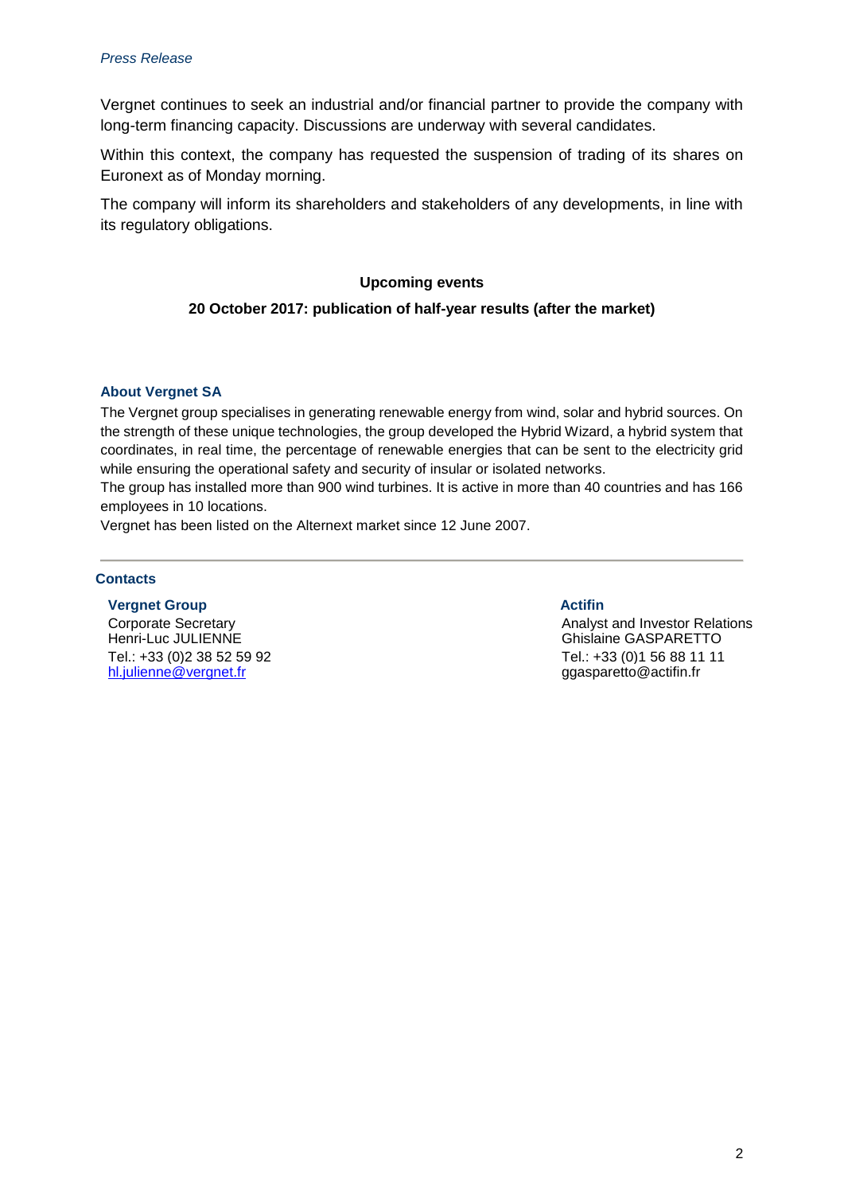Vergnet continues to seek an industrial and/or financial partner to provide the company with long-term financing capacity. Discussions are underway with several candidates.

Within this context, the company has requested the suspension of trading of its shares on Euronext as of Monday morning.

The company will inform its shareholders and stakeholders of any developments, in line with its regulatory obligations.

**Upcoming events**

**20 October 2017: publication of half-year results (after the market)**

**About Vergnet SA**

The Vergnet group specialises in generating renewable energy from wind, solar and hybrid sources. On the strength of these unique technologies, the group developed the Hybrid Wizard, a hybrid system that coordinates, in real time, the percentage of renewable energies that can be sent to the electricity grid while ensuring the operational safety and security of insular or isolated networks.

The group has installed more than 900 wind turbines. It is active in more than 40 countries and has 166 employees in 10 locations.

Vergnet has been listed on the Alternext market since 12 June 2007.

---

**Contacts**

**Vergnet Group**
Corporate Secretary
Henri-Luc JULIENNE
Tel.: +33 (0)2 38 52 59 92
hl.julienne@vergnet.fr

**Actifin**
Analyst and Investor Relations
Ghislaine GASPARETTO
Tel.: +33 (0)1 56 88 11 11
ggasparetto@actifin.fr